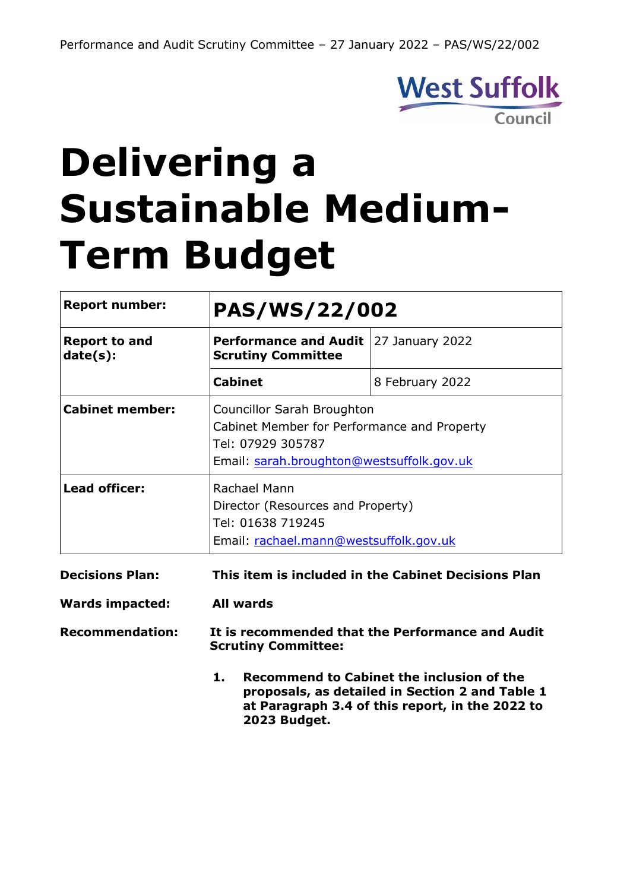West Suffolk Council

# Delivering a Sustainable Medium-Term Budget

| **Report number:** | **PAS/WS/22/002** | |
|---|---|---|
| **Report to and date(s):** | **Performance and Audit Scrutiny Committee** | 27 January 2022 |
| | **Cabinet** | 8 February 2022 |
| **Cabinet member:** | Councillor Sarah Broughton<br>Cabinet Member for Performance and Property<br>Tel: 07929 305787<br>Email: sarah.broughton@westsuffolk.gov.uk | |
| **Lead officer:** | Rachael Mann<br>Director (Resources and Property)<br>Tel: 01638 719245<br>Email: rachael.mann@westsuffolk.gov.uk | |

**Decisions Plan:** **This item is included in the Cabinet Decisions Plan**

**Wards impacted:** **All wards**

**Recommendation:** **It is recommended that the Performance and Audit Scrutiny Committee:**

1. **Recommend to Cabinet the inclusion of the proposals, as detailed in Section 2 and Table 1 at Paragraph 3.4 of this report, in the 2022 to 2023 Budget.**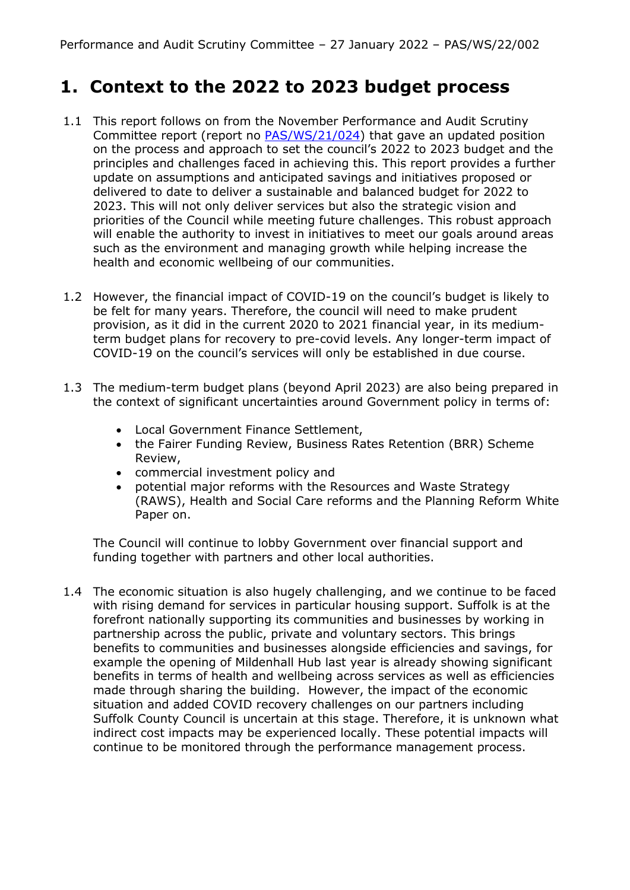# 1. Context to the 2022 to 2023 budget process

1.1 This report follows on from the November Performance and Audit Scrutiny Committee report (report no PAS/WS/21/024) that gave an updated position on the process and approach to set the council's 2022 to 2023 budget and the principles and challenges faced in achieving this. This report provides a further update on assumptions and anticipated savings and initiatives proposed or delivered to date to deliver a sustainable and balanced budget for 2022 to 2023. This will not only deliver services but also the strategic vision and priorities of the Council while meeting future challenges. This robust approach will enable the authority to invest in initiatives to meet our goals around areas such as the environment and managing growth while helping increase the health and economic wellbeing of our communities.

1.2 However, the financial impact of COVID-19 on the council's budget is likely to be felt for many years. Therefore, the council will need to make prudent provision, as it did in the current 2020 to 2021 financial year, in its medium-term budget plans for recovery to pre-covid levels. Any longer-term impact of COVID-19 on the council's services will only be established in due course.

1.3 The medium-term budget plans (beyond April 2023) are also being prepared in the context of significant uncertainties around Government policy in terms of:

- Local Government Finance Settlement,
- the Fairer Funding Review, Business Rates Retention (BRR) Scheme Review,
- commercial investment policy and
- potential major reforms with the Resources and Waste Strategy (RAWS), Health and Social Care reforms and the Planning Reform White Paper on.

The Council will continue to lobby Government over financial support and funding together with partners and other local authorities.

1.4 The economic situation is also hugely challenging, and we continue to be faced with rising demand for services in particular housing support. Suffolk is at the forefront nationally supporting its communities and businesses by working in partnership across the public, private and voluntary sectors. This brings benefits to communities and businesses alongside efficiencies and savings, for example the opening of Mildenhall Hub last year is already showing significant benefits in terms of health and wellbeing across services as well as efficiencies made through sharing the building. However, the impact of the economic situation and added COVID recovery challenges on our partners including Suffolk County Council is uncertain at this stage. Therefore, it is unknown what indirect cost impacts may be experienced locally. These potential impacts will continue to be monitored through the performance management process.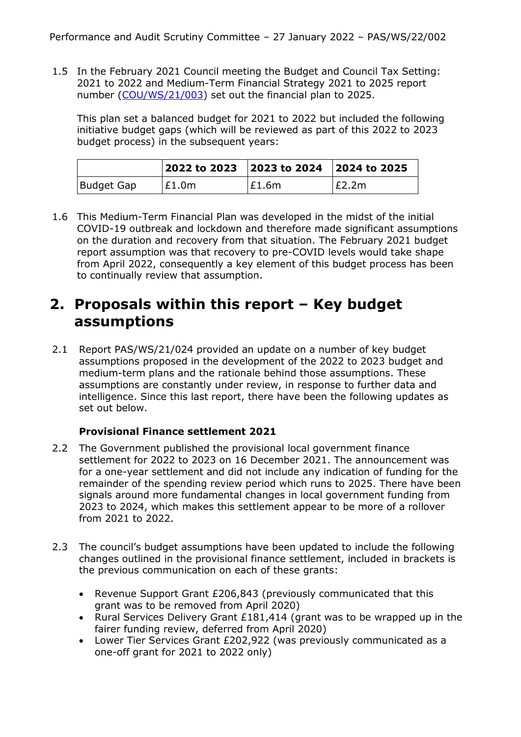1.5 In the February 2021 Council meeting the Budget and Council Tax Setting: 2021 to 2022 and Medium-Term Financial Strategy 2021 to 2025 report number ([COU/WS/21/003]) set out the financial plan to 2025.

This plan set a balanced budget for 2021 to 2022 but included the following initiative budget gaps (which will be reviewed as part of this 2022 to 2023 budget process) in the subsequent years:

| | 2022 to 2023 | 2023 to 2024 | 2024 to 2025 |
|---|---|---|---|
| Budget Gap | £1.0m | £1.6m | £2.2m |

1.6 This Medium-Term Financial Plan was developed in the midst of the initial COVID-19 outbreak and lockdown and therefore made significant assumptions on the duration and recovery from that situation. The February 2021 budget report assumption was that recovery to pre-COVID levels would take shape from April 2022, consequently a key element of this budget process has been to continually review that assumption.

## 2. Proposals within this report – Key budget assumptions

2.1 Report PAS/WS/21/024 provided an update on a number of key budget assumptions proposed in the development of the 2022 to 2023 budget and medium-term plans and the rationale behind those assumptions. These assumptions are constantly under review, in response to further data and intelligence. Since this last report, there have been the following updates as set out below.

**Provisional Finance settlement 2021**

2.2 The Government published the provisional local government finance settlement for 2022 to 2023 on 16 December 2021. The announcement was for a one-year settlement and did not include any indication of funding for the remainder of the spending review period which runs to 2025. There have been signals around more fundamental changes in local government funding from 2023 to 2024, which makes this settlement appear to be more of a rollover from 2021 to 2022.

2.3 The council's budget assumptions have been updated to include the following changes outlined in the provisional finance settlement, included in brackets is the previous communication on each of these grants:

- Revenue Support Grant £206,843 (previously communicated that this grant was to be removed from April 2020)
- Rural Services Delivery Grant £181,414 (grant was to be wrapped up in the fairer funding review, deferred from April 2020)
- Lower Tier Services Grant £202,922 (was previously communicated as a one-off grant for 2021 to 2022 only)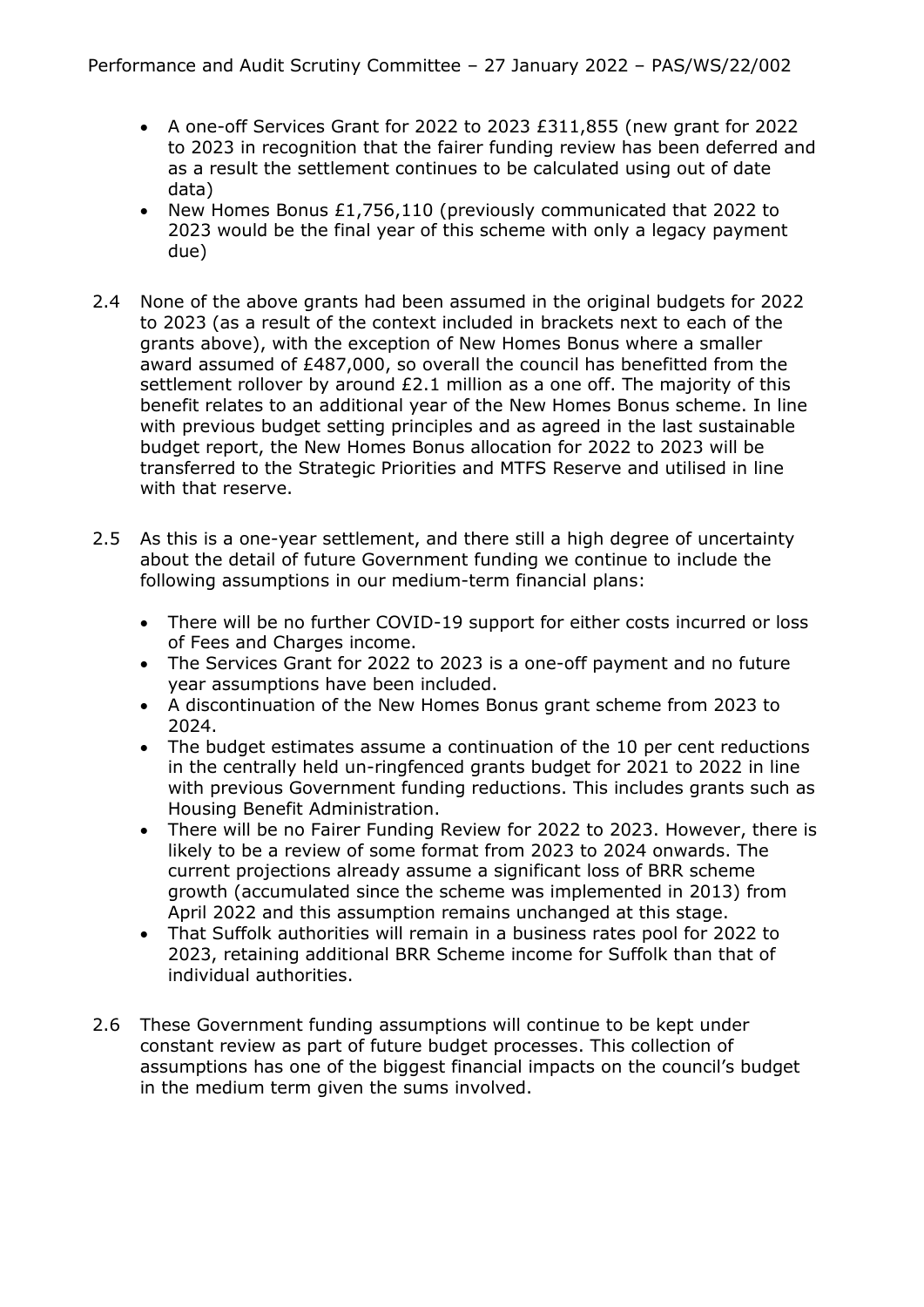- A one-off Services Grant for 2022 to 2023 £311,855 (new grant for 2022 to 2023 in recognition that the fairer funding review has been deferred and as a result the settlement continues to be calculated using out of date data)
- New Homes Bonus £1,756,110 (previously communicated that 2022 to 2023 would be the final year of this scheme with only a legacy payment due)

2.4 None of the above grants had been assumed in the original budgets for 2022 to 2023 (as a result of the context included in brackets next to each of the grants above), with the exception of New Homes Bonus where a smaller award assumed of £487,000, so overall the council has benefitted from the settlement rollover by around £2.1 million as a one off. The majority of this benefit relates to an additional year of the New Homes Bonus scheme. In line with previous budget setting principles and as agreed in the last sustainable budget report, the New Homes Bonus allocation for 2022 to 2023 will be transferred to the Strategic Priorities and MTFS Reserve and utilised in line with that reserve.

2.5 As this is a one-year settlement, and there still a high degree of uncertainty about the detail of future Government funding we continue to include the following assumptions in our medium-term financial plans:

- There will be no further COVID-19 support for either costs incurred or loss of Fees and Charges income.
- The Services Grant for 2022 to 2023 is a one-off payment and no future year assumptions have been included.
- A discontinuation of the New Homes Bonus grant scheme from 2023 to 2024.
- The budget estimates assume a continuation of the 10 per cent reductions in the centrally held un-ringfenced grants budget for 2021 to 2022 in line with previous Government funding reductions. This includes grants such as Housing Benefit Administration.
- There will be no Fairer Funding Review for 2022 to 2023. However, there is likely to be a review of some format from 2023 to 2024 onwards. The current projections already assume a significant loss of BRR scheme growth (accumulated since the scheme was implemented in 2013) from April 2022 and this assumption remains unchanged at this stage.
- That Suffolk authorities will remain in a business rates pool for 2022 to 2023, retaining additional BRR Scheme income for Suffolk than that of individual authorities.

2.6 These Government funding assumptions will continue to be kept under constant review as part of future budget processes. This collection of assumptions has one of the biggest financial impacts on the council's budget in the medium term given the sums involved.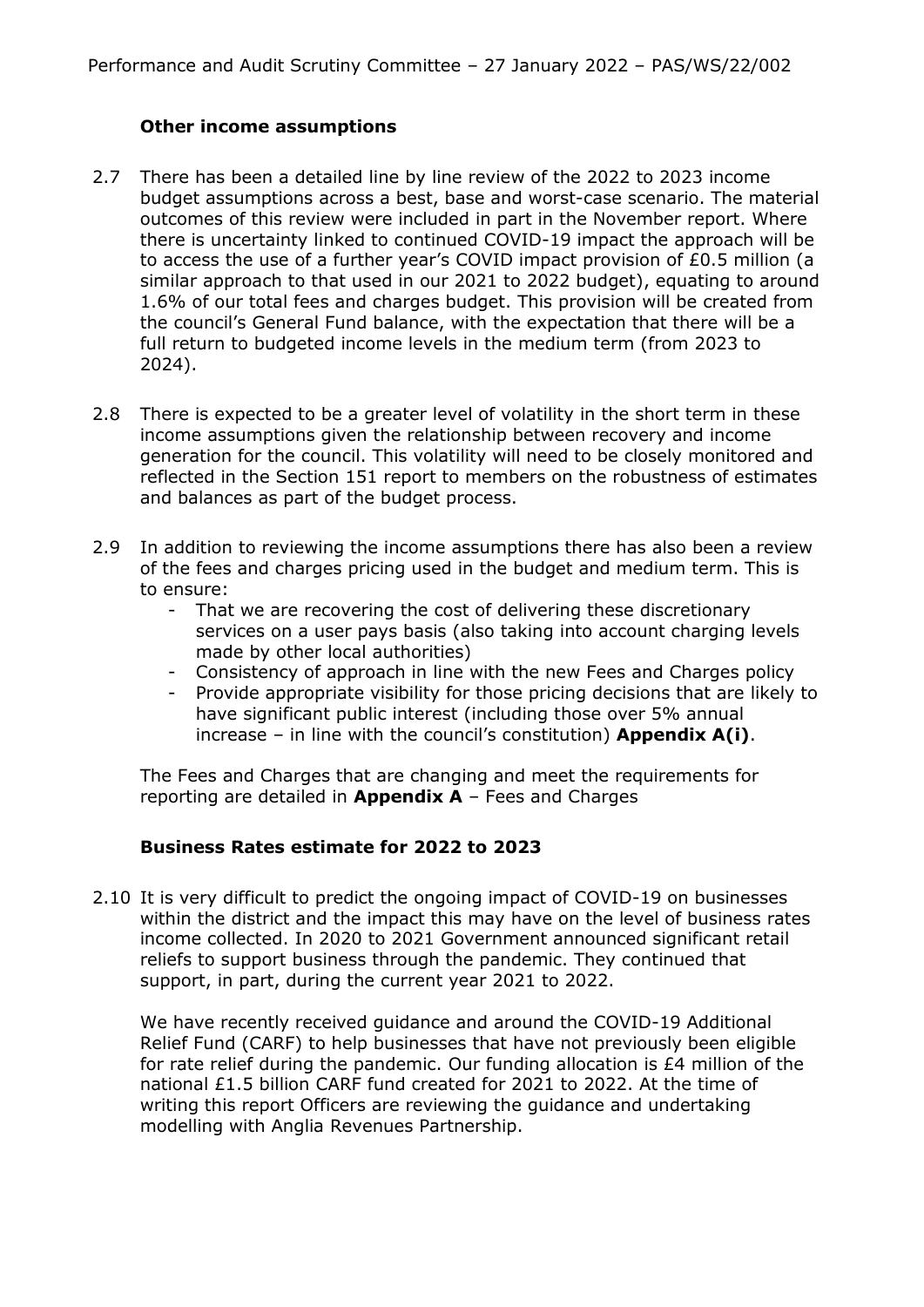### Other income assumptions

2.7 There has been a detailed line by line review of the 2022 to 2023 income budget assumptions across a best, base and worst-case scenario. The material outcomes of this review were included in part in the November report. Where there is uncertainty linked to continued COVID-19 impact the approach will be to access the use of a further year's COVID impact provision of £0.5 million (a similar approach to that used in our 2021 to 2022 budget), equating to around 1.6% of our total fees and charges budget. This provision will be created from the council's General Fund balance, with the expectation that there will be a full return to budgeted income levels in the medium term (from 2023 to 2024).

2.8 There is expected to be a greater level of volatility in the short term in these income assumptions given the relationship between recovery and income generation for the council. This volatility will need to be closely monitored and reflected in the Section 151 report to members on the robustness of estimates and balances as part of the budget process.

2.9 In addition to reviewing the income assumptions there has also been a review of the fees and charges pricing used in the budget and medium term. This is to ensure:

- That we are recovering the cost of delivering these discretionary services on a user pays basis (also taking into account charging levels made by other local authorities)
- Consistency of approach in line with the new Fees and Charges policy
- Provide appropriate visibility for those pricing decisions that are likely to have significant public interest (including those over 5% annual increase – in line with the council's constitution) **Appendix A(i)**.

The Fees and Charges that are changing and meet the requirements for reporting are detailed in **Appendix A** – Fees and Charges

### Business Rates estimate for 2022 to 2023

2.10 It is very difficult to predict the ongoing impact of COVID-19 on businesses within the district and the impact this may have on the level of business rates income collected. In 2020 to 2021 Government announced significant retail reliefs to support business through the pandemic. They continued that support, in part, during the current year 2021 to 2022.

We have recently received guidance and around the COVID-19 Additional Relief Fund (CARF) to help businesses that have not previously been eligible for rate relief during the pandemic. Our funding allocation is £4 million of the national £1.5 billion CARF fund created for 2021 to 2022. At the time of writing this report Officers are reviewing the guidance and undertaking modelling with Anglia Revenues Partnership.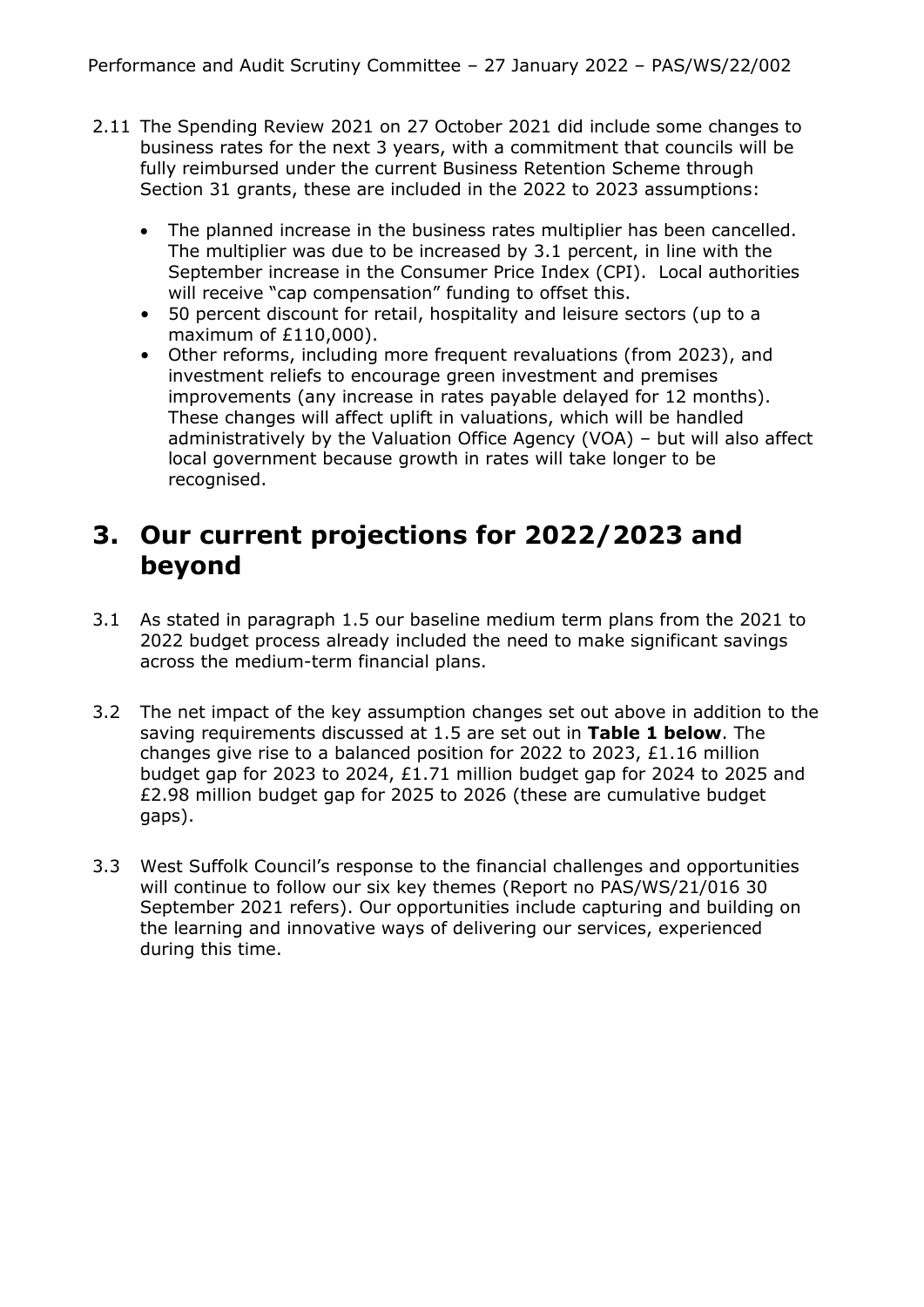2.11 The Spending Review 2021 on 27 October 2021 did include some changes to business rates for the next 3 years, with a commitment that councils will be fully reimbursed under the current Business Retention Scheme through Section 31 grants, these are included in the 2022 to 2023 assumptions:

- The planned increase in the business rates multiplier has been cancelled. The multiplier was due to be increased by 3.1 percent, in line with the September increase in the Consumer Price Index (CPI). Local authorities will receive "cap compensation" funding to offset this.
- 50 percent discount for retail, hospitality and leisure sectors (up to a maximum of £110,000).
- Other reforms, including more frequent revaluations (from 2023), and investment reliefs to encourage green investment and premises improvements (any increase in rates payable delayed for 12 months). These changes will affect uplift in valuations, which will be handled administratively by the Valuation Office Agency (VOA) – but will also affect local government because growth in rates will take longer to be recognised.

# 3. Our current projections for 2022/2023 and beyond

3.1 As stated in paragraph 1.5 our baseline medium term plans from the 2021 to 2022 budget process already included the need to make significant savings across the medium-term financial plans.

3.2 The net impact of the key assumption changes set out above in addition to the saving requirements discussed at 1.5 are set out in **Table 1 below**. The changes give rise to a balanced position for 2022 to 2023, £1.16 million budget gap for 2023 to 2024, £1.71 million budget gap for 2024 to 2025 and £2.98 million budget gap for 2025 to 2026 (these are cumulative budget gaps).

3.3 West Suffolk Council's response to the financial challenges and opportunities will continue to follow our six key themes (Report no PAS/WS/21/016 30 September 2021 refers). Our opportunities include capturing and building on the learning and innovative ways of delivering our services, experienced during this time.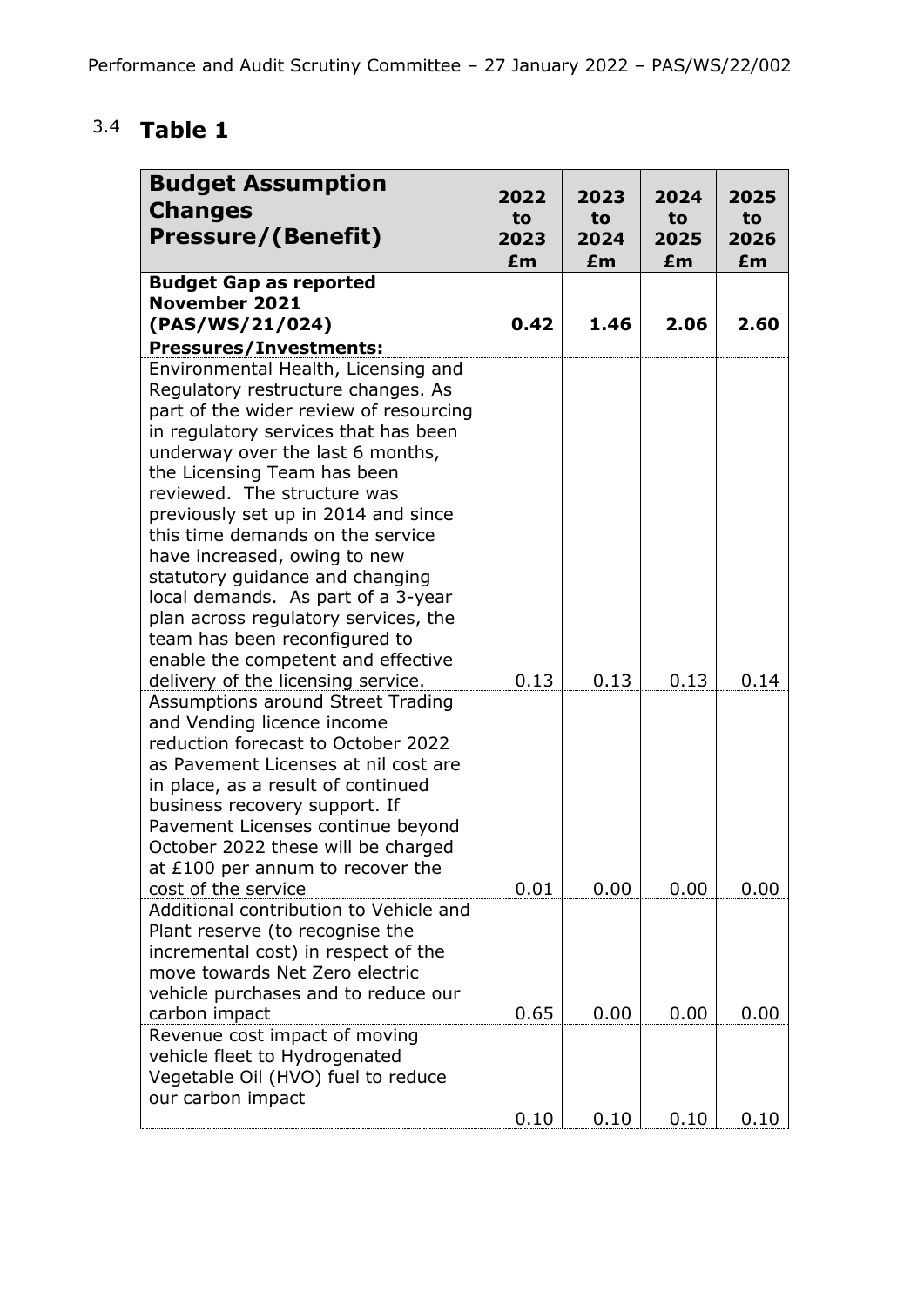## 3.4 Table 1

| Budget Assumption Changes Pressure/(Benefit) | 2022 to 2023 £m | 2023 to 2024 £m | 2024 to 2025 £m | 2025 to 2026 £m |
|---|---|---|---|---|
| **Budget Gap as reported November 2021 (PAS/WS/21/024)** | **0.42** | **1.46** | **2.06** | **2.60** |
| **Pressures/Investments:** | | | | |
| Environmental Health, Licensing and Regulatory restructure changes. As part of the wider review of resourcing in regulatory services that has been underway over the last 6 months, the Licensing Team has been reviewed. The structure was previously set up in 2014 and since this time demands on the service have increased, owing to new statutory guidance and changing local demands. As part of a 3-year plan across regulatory services, the team has been reconfigured to enable the competent and effective delivery of the licensing service. | 0.13 | 0.13 | 0.13 | 0.14 |
| Assumptions around Street Trading and Vending licence income reduction forecast to October 2022 as Pavement Licenses at nil cost are in place, as a result of continued business recovery support. If Pavement Licenses continue beyond October 2022 these will be charged at £100 per annum to recover the cost of the service | 0.01 | 0.00 | 0.00 | 0.00 |
| Additional contribution to Vehicle and Plant reserve (to recognise the incremental cost) in respect of the move towards Net Zero electric vehicle purchases and to reduce our carbon impact | 0.65 | 0.00 | 0.00 | 0.00 |
| Revenue cost impact of moving vehicle fleet to Hydrogenated Vegetable Oil (HVO) fuel to reduce our carbon impact | 0.10 | 0.10 | 0.10 | 0.10 |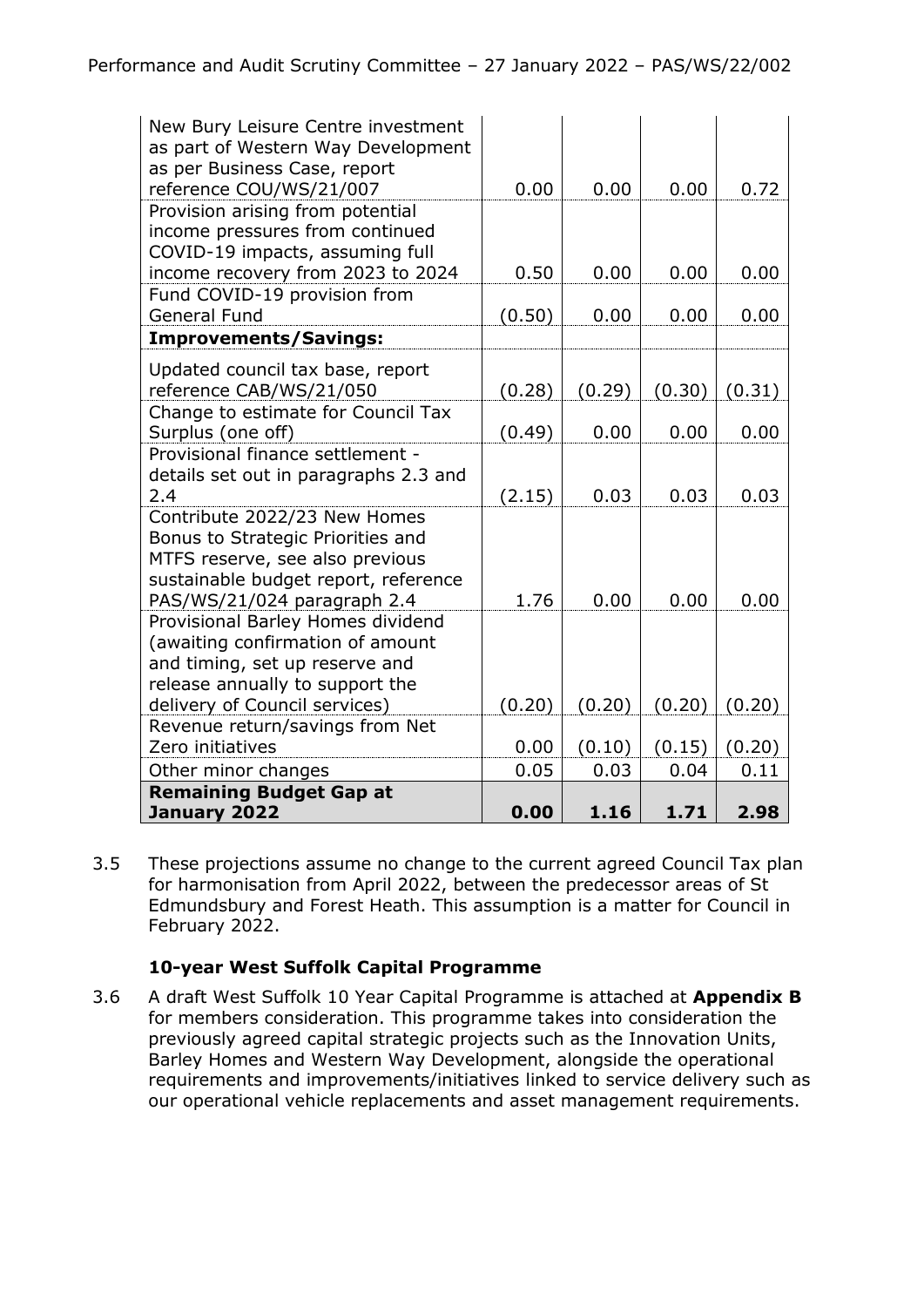| | | | | |
|---|---|---|---|---|
| New Bury Leisure Centre investment as part of Western Way Development as per Business Case, report reference COU/WS/21/007 | 0.00 | 0.00 | 0.00 | 0.72 |
| Provision arising from potential income pressures from continued COVID-19 impacts, assuming full income recovery from 2023 to 2024 | 0.50 | 0.00 | 0.00 | 0.00 |
| Fund COVID-19 provision from General Fund | (0.50) | 0.00 | 0.00 | 0.00 |
| **Improvements/Savings:** | | | | |
| Updated council tax base, report reference CAB/WS/21/050 | (0.28) | (0.29) | (0.30) | (0.31) |
| Change to estimate for Council Tax Surplus (one off) | (0.49) | 0.00 | 0.00 | 0.00 |
| Provisional finance settlement - details set out in paragraphs 2.3 and 2.4 | (2.15) | 0.03 | 0.03 | 0.03 |
| Contribute 2022/23 New Homes Bonus to Strategic Priorities and MTFS reserve, see also previous sustainable budget report, reference PAS/WS/21/024 paragraph 2.4 | 1.76 | 0.00 | 0.00 | 0.00 |
| Provisional Barley Homes dividend (awaiting confirmation of amount and timing, set up reserve and release annually to support the delivery of Council services) | (0.20) | (0.20) | (0.20) | (0.20) |
| Revenue return/savings from Net Zero initiatives | 0.00 | (0.10) | (0.15) | (0.20) |
| Other minor changes | 0.05 | 0.03 | 0.04 | 0.11 |
| **Remaining Budget Gap at January 2022** | **0.00** | **1.16** | **1.71** | **2.98** |

3.5 These projections assume no change to the current agreed Council Tax plan for harmonisation from April 2022, between the predecessor areas of St Edmundsbury and Forest Heath. This assumption is a matter for Council in February 2022.

**10-year West Suffolk Capital Programme**

3.6 A draft West Suffolk 10 Year Capital Programme is attached at **Appendix B** for members consideration. This programme takes into consideration the previously agreed capital strategic projects such as the Innovation Units, Barley Homes and Western Way Development, alongside the operational requirements and improvements/initiatives linked to service delivery such as our operational vehicle replacements and asset management requirements.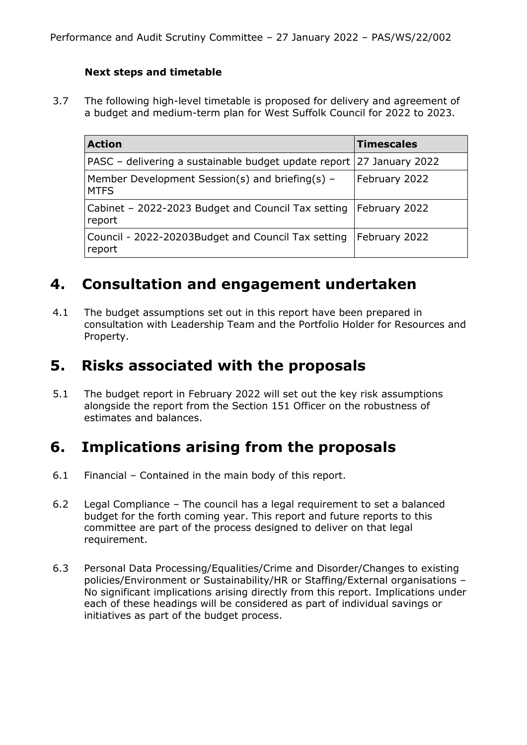**Next steps and timetable**

3.7 The following high-level timetable is proposed for delivery and agreement of a budget and medium-term plan for West Suffolk Council for 2022 to 2023.

| Action | Timescales |
| --- | --- |
| PASC – delivering a sustainable budget update report | 27 January 2022 |
| Member Development Session(s) and briefing(s) – MTFS | February 2022 |
| Cabinet – 2022-2023 Budget and Council Tax setting report | February 2022 |
| Council - 2022-20203Budget and Council Tax setting report | February 2022 |

# 4. Consultation and engagement undertaken

4.1 The budget assumptions set out in this report have been prepared in consultation with Leadership Team and the Portfolio Holder for Resources and Property.

# 5. Risks associated with the proposals

5.1 The budget report in February 2022 will set out the key risk assumptions alongside the report from the Section 151 Officer on the robustness of estimates and balances.

# 6. Implications arising from the proposals

6.1 Financial – Contained in the main body of this report.

6.2 Legal Compliance – The council has a legal requirement to set a balanced budget for the forth coming year. This report and future reports to this committee are part of the process designed to deliver on that legal requirement.

6.3 Personal Data Processing/Equalities/Crime and Disorder/Changes to existing policies/Environment or Sustainability/HR or Staffing/External organisations – No significant implications arising directly from this report. Implications under each of these headings will be considered as part of individual savings or initiatives as part of the budget process.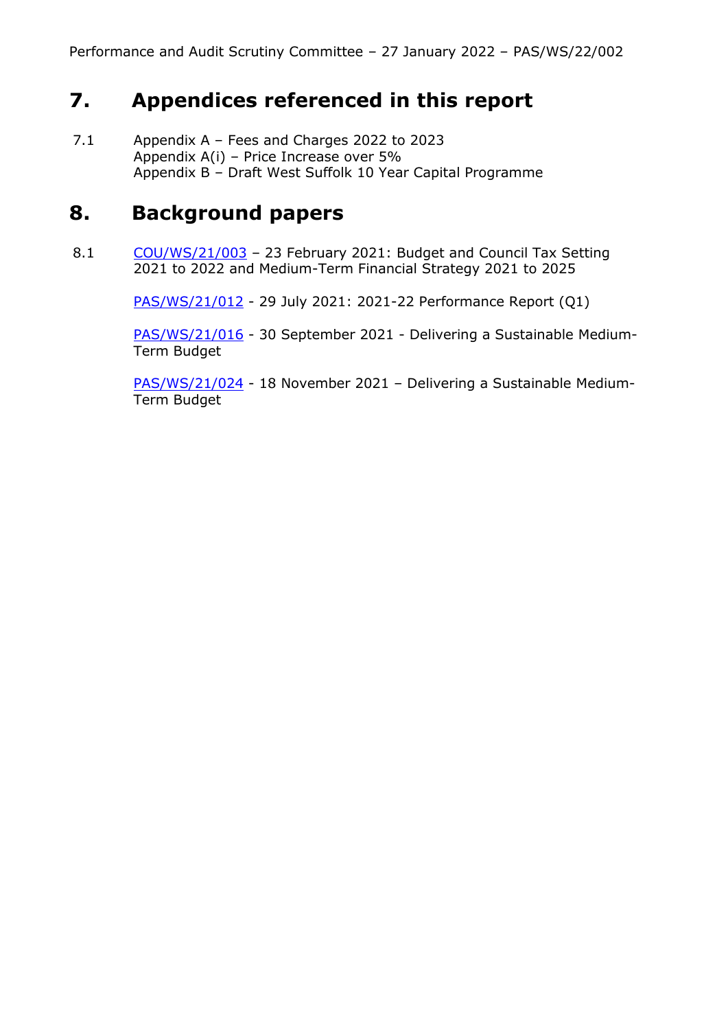## 7. Appendices referenced in this report

7.1 Appendix A – Fees and Charges 2022 to 2023
Appendix A(i) – Price Increase over 5%
Appendix B – Draft West Suffolk 10 Year Capital Programme

## 8. Background papers

8.1 COU/WS/21/003 – 23 February 2021: Budget and Council Tax Setting 2021 to 2022 and Medium-Term Financial Strategy 2021 to 2025

PAS/WS/21/012 - 29 July 2021: 2021-22 Performance Report (Q1)

PAS/WS/21/016 - 30 September 2021 - Delivering a Sustainable Medium-Term Budget

PAS/WS/21/024 - 18 November 2021 – Delivering a Sustainable Medium-Term Budget